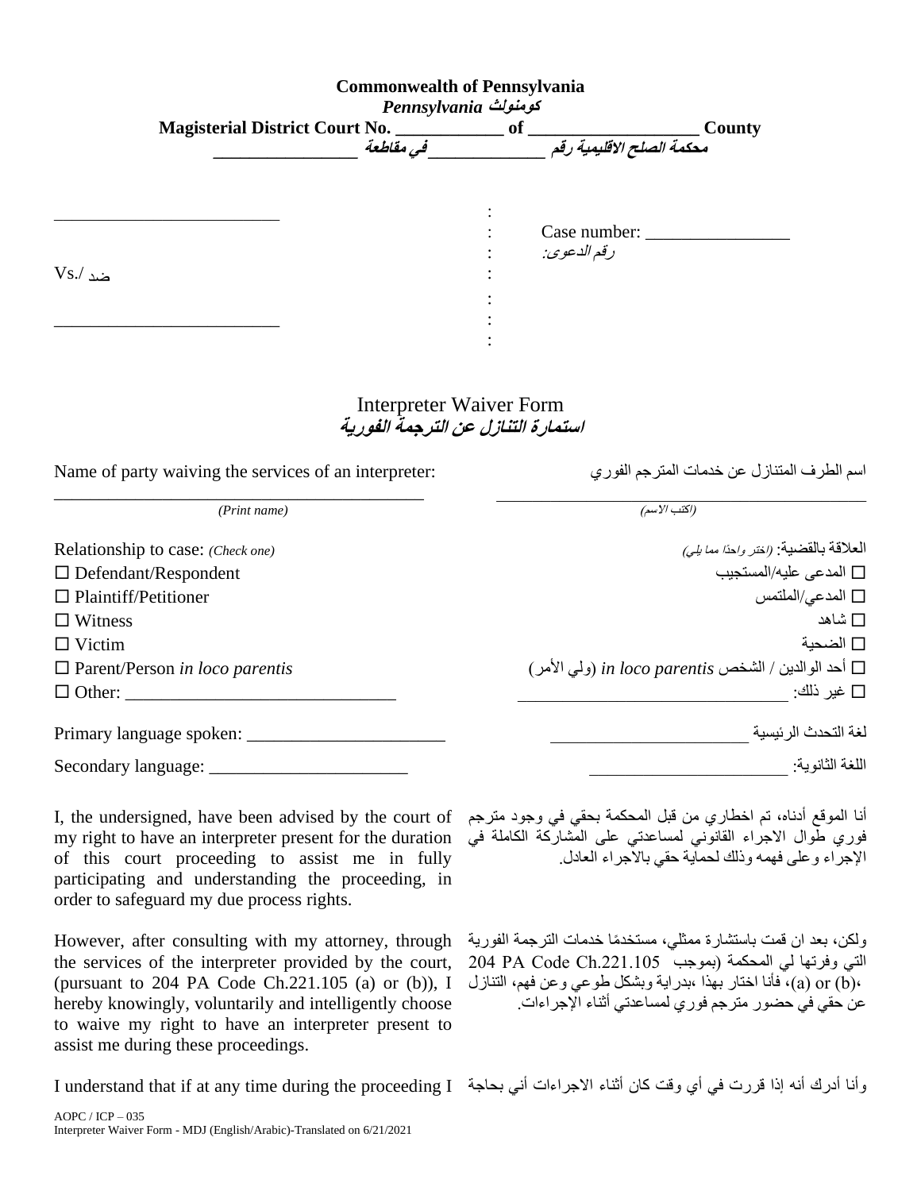**Commonwealth of Pennsylvania**
***كومنولث Pennsylvania***
**Magisterial District Court No. ____________ of ___________________ County**
***محكمة الصلح الاقليمية رقم _____________ في مقاطعة _________________***

| | | |
|---|---|---|
| _________________________ | : | |
| | : | Case number: ________________ |
| | : | *رقم الدعوى:* |
| Vs./ ضد | : | |
| | : | |
| _________________________ | : | |
| | : | |

## Interpreter Waiver Form
## ***استمارة التنازل عن الترجمة الفورية***

| | |
|---|---|
| Name of party waiving the services of an interpreter: | اسم الطرف المتنازل عن خدمات المترجم الفوري |
| ________________________________________ *(Print name)* | ________________________________________ *(اكتب الاسم)* |
| Relationship to case: *(Check one)* | العلاقة بالقضية: *(اختر واحدًا مما يلي)* |
| ☐ Defendant/Respondent | ☐ المدعى عليه/المستجيب |
| ☐ Plaintiff/Petitioner | ☐ المدعي/الملتمس |
| ☐ Witness | ☐ شاهد |
| ☐ Victim | ☐ الضحية |
| ☐ Parent/Person *in loco parentis* | ☐ أحد الوالدين / الشخص *in loco parentis* (ولي الأمر) |
| ☐ Other: ______________________________ | ☐ غير ذلك: ______________________________ |
| Primary language spoken: ______________________ | لغة التحدث الرئيسية ______________________ |
| Secondary language: ______________________ | اللغة الثانوية: ______________________ |

| | |
|---|---|
| I, the undersigned, have been advised by the court of my right to have an interpreter present for the duration of this court proceeding to assist me in fully participating and understanding the proceeding, in order to safeguard my due process rights. | أنا الموقع أدناه، تم اخطاري من قبل المحكمة بحقي في وجود مترجم فوري طوال الاجراء القانوني لمساعدتي على المشاركة الكاملة في الإجراء وعلى فهمه وذلك لحماية حقي بالاجراء العادل. |
| However, after consulting with my attorney, through the services of the interpreter provided by the court, (pursuant to 204 PA Code Ch.221.105 (a) or (b)), I hereby knowingly, voluntarily and intelligently choose to waive my right to have an interpreter present to assist me during these proceedings. | ولكن، بعد ان قمت باستشارة ممثلي، مستخدمًا خدمات الترجمة الفورية التي وفرتها لي المحكمة (بموجب 204 PA Code Ch.221.105 (a) or (b))، فأنا اختار بهذا ،بدراية وبشكل طوعي وعن فهم، التنازل عن حقي في حضور مترجم فوري لمساعدتي أثناء الإجراءات. |
| I understand that if at any time during the proceeding I | وأنا أدرك أنه إذا قررت في أي وقت كان أثناء الاجراءات أني بحاجة |

AOPC / ICP – 035
Interpreter Waiver Form - MDJ (English/Arabic)-Translated on 6/21/2021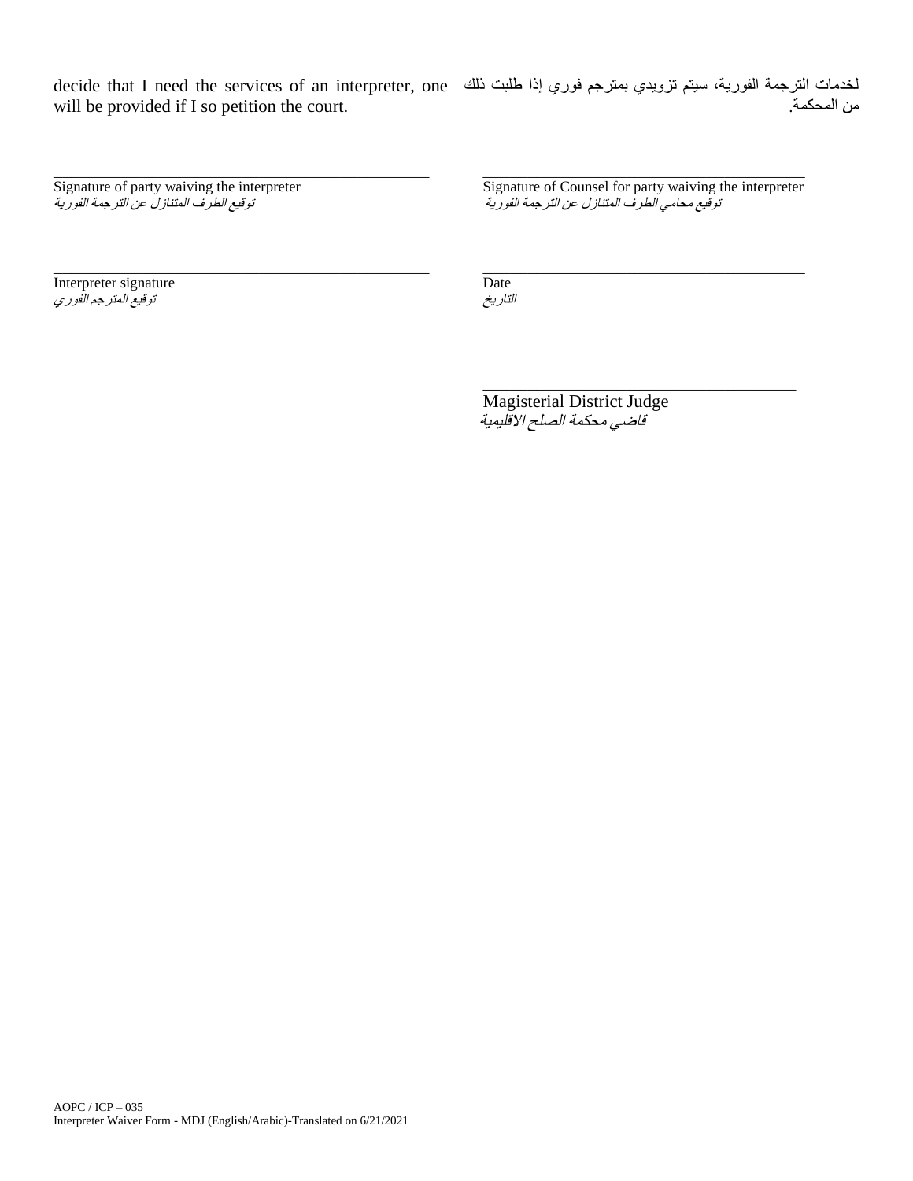decide that I need the services of an interpreter, one will be provided if I so petition the court.

لخدمات الترجمة الفورية، سيتم تزويدي بمترجم فوري إذا طلبت ذلك من المحكمة.

\_\_\_\_\_\_\_\_\_\_\_\_\_\_\_\_\_\_\_\_\_\_\_\_\_\_\_\_\_\_\_\_\_\_\_\_\_\_\_\_\_\_\_
Signature of party waiving the interpreter
*توقيع الطرف المتنازل عن الترجمة الفورية*

\_\_\_\_\_\_\_\_\_\_\_\_\_\_\_\_\_\_\_\_\_\_\_\_\_\_\_\_\_\_\_\_\_\_\_\_\_\_\_\_\_\_\_
Signature of Counsel for party waiving the interpreter
*توقيع محامي الطرف المتنازل عن الترجمة الفورية*

\_\_\_\_\_\_\_\_\_\_\_\_\_\_\_\_\_\_\_\_\_\_\_\_\_\_\_\_\_\_\_\_\_\_\_\_\_\_\_\_\_\_\_
Interpreter signature
*توقيع المترجم الفوري*

\_\_\_\_\_\_\_\_\_\_\_\_\_\_\_\_\_\_\_\_\_\_\_\_\_\_\_\_\_\_\_\_\_\_\_\_\_\_\_\_\_\_\_
Date
*التاريخ*

\_\_\_\_\_\_\_\_\_\_\_\_\_\_\_\_\_\_\_\_\_\_\_\_\_\_\_\_\_\_\_\_\_\_\_\_\_\_\_\_\_\_\_
Magisterial District Judge
*قاضي محكمة الصلح الاقليمية*

AOPC / ICP – 035
Interpreter Waiver Form - MDJ (English/Arabic)-Translated on 6/21/2021